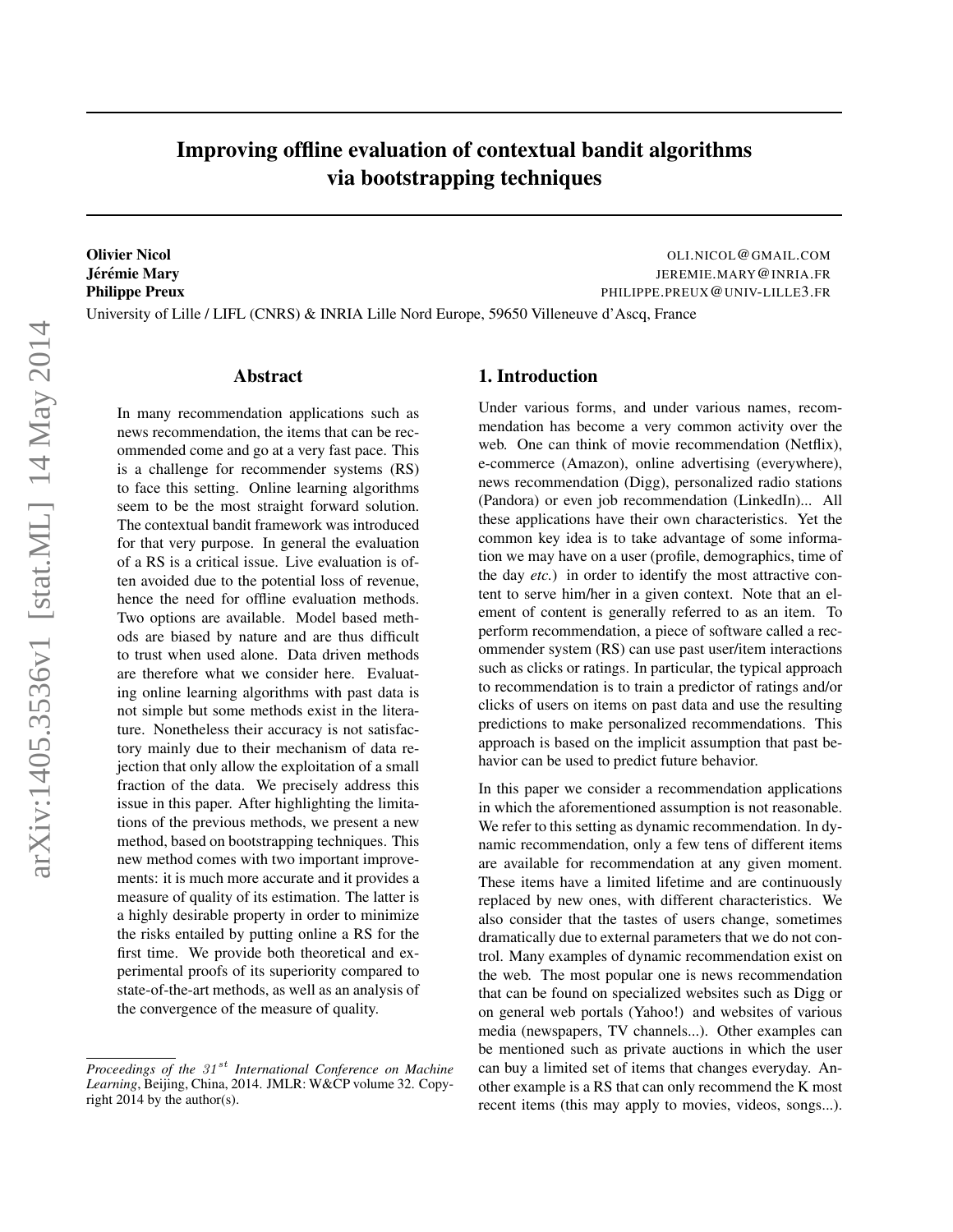# Improving offline evaluation of contextual bandit algorithms via bootstrapping techniques

**Olivier Nicol** OLI.NICOL@GMAIL.COM
**Jérémie Mary** JEREMIE.MARY@INRIA.FR
**Philippe Preux** PHILIPPE.PREUX@UNIV-LILLE3.FR

University of Lille / LIFL (CNRS) & INRIA Lille Nord Europe, 59650 Villeneuve d'Ascq, France

## Abstract

In many recommendation applications such as news recommendation, the items that can be recommended come and go at a very fast pace. This is a challenge for recommender systems (RS) to face this setting. Online learning algorithms seem to be the most straight forward solution. The contextual bandit framework was introduced for that very purpose. In general the evaluation of a RS is a critical issue. Live evaluation is often avoided due to the potential loss of revenue, hence the need for offline evaluation methods. Two options are available. Model based methods are biased by nature and are thus difficult to trust when used alone. Data driven methods are therefore what we consider here. Evaluating online learning algorithms with past data is not simple but some methods exist in the literature. Nonetheless their accuracy is not satisfactory mainly due to their mechanism of data rejection that only allow the exploitation of a small fraction of the data. We precisely address this issue in this paper. After highlighting the limitations of the previous methods, we present a new method, based on bootstrapping techniques. This new method comes with two important improvements: it is much more accurate and it provides a measure of quality of its estimation. The latter is a highly desirable property in order to minimize the risks entailed by putting online a RS for the first time. We provide both theoretical and experimental proofs of its superiority compared to state-of-the-art methods, as well as an analysis of the convergence of the measure of quality.

## 1. Introduction

Under various forms, and under various names, recommendation has become a very common activity over the web. One can think of movie recommendation (Netflix), e-commerce (Amazon), online advertising (everywhere), news recommendation (Digg), personalized radio stations (Pandora) or even job recommendation (LinkedIn)... All these applications have their own characteristics. Yet the common key idea is to take advantage of some information we may have on a user (profile, demographics, time of the day *etc.*) in order to identify the most attractive content to serve him/her in a given context. Note that an element of content is generally referred to as an item. To perform recommendation, a piece of software called a recommender system (RS) can use past user/item interactions such as clicks or ratings. In particular, the typical approach to recommendation is to train a predictor of ratings and/or clicks of users on items on past data and use the resulting predictions to make personalized recommendations. This approach is based on the implicit assumption that past behavior can be used to predict future behavior.

In this paper we consider a recommendation applications in which the aforementioned assumption is not reasonable. We refer to this setting as dynamic recommendation. In dynamic recommendation, only a few tens of different items are available for recommendation at any given moment. These items have a limited lifetime and are continuously replaced by new ones, with different characteristics. We also consider that the tastes of users change, sometimes dramatically due to external parameters that we do not control. Many examples of dynamic recommendation exist on the web. The most popular one is news recommendation that can be found on specialized websites such as Digg or on general web portals (Yahoo!) and websites of various media (newspapers, TV channels...). Other examples can be mentioned such as private auctions in which the user can buy a limited set of items that changes everyday. Another example is a RS that can only recommend the K most recent items (this may apply to movies, videos, songs...).

*Proceedings of the* $31^{st}$ *International Conference on Machine Learning*, Beijing, China, 2014. JMLR: W&CP volume 32. Copyright 2014 by the author(s).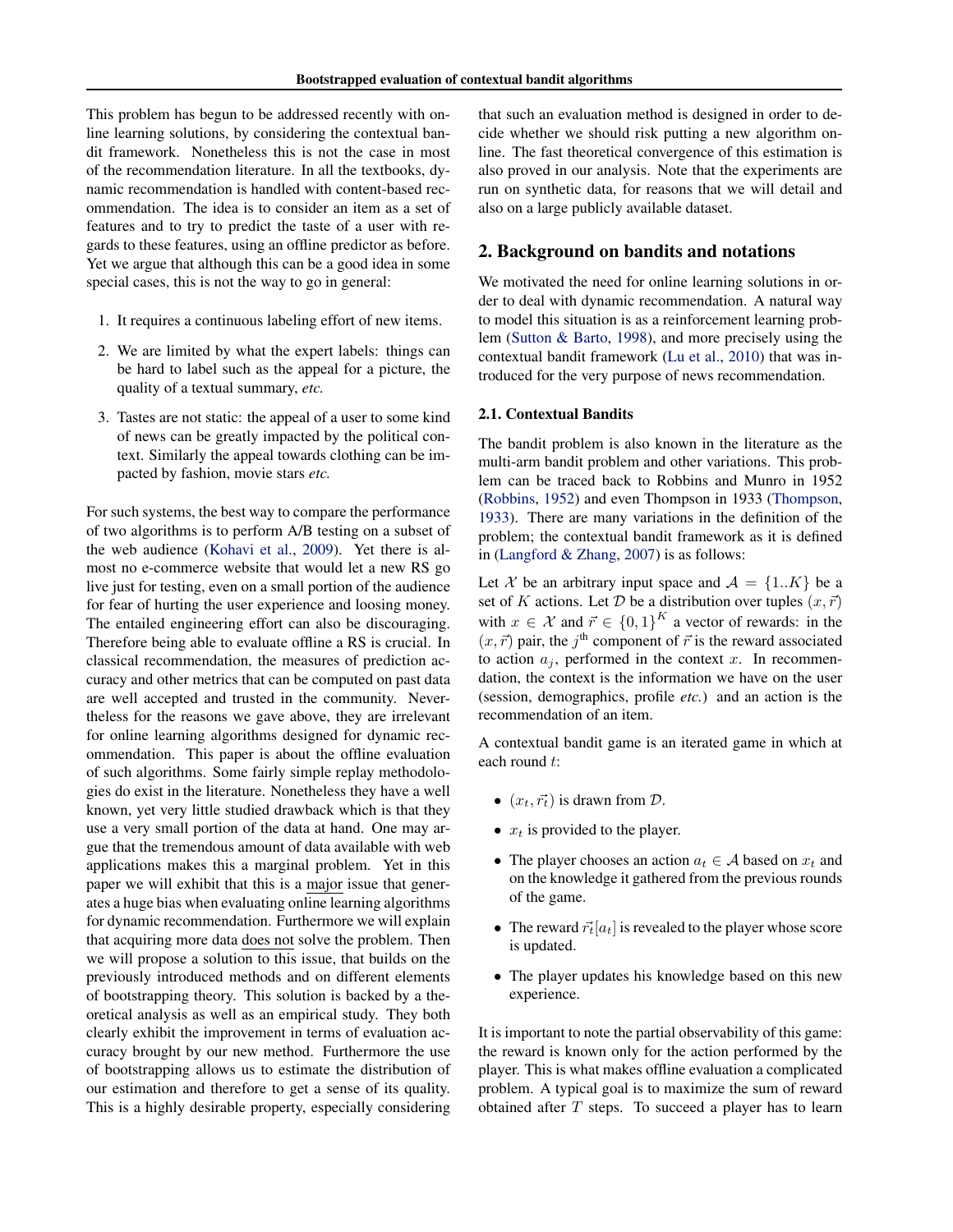This problem has begun to be addressed recently with online learning solutions, by considering the contextual bandit framework. Nonetheless this is not the case in most of the recommendation literature. In all the textbooks, dynamic recommendation is handled with content-based recommendation. The idea is to consider an item as a set of features and to try to predict the taste of a user with regards to these features, using an offline predictor as before. Yet we argue that although this can be a good idea in some special cases, this is not the way to go in general:

1. It requires a continuous labeling effort of new items.
2. We are limited by what the expert labels: things can be hard to label such as the appeal for a picture, the quality of a textual summary, *etc.*
3. Tastes are not static: the appeal of a user to some kind of news can be greatly impacted by the political context. Similarly the appeal towards clothing can be impacted by fashion, movie stars *etc.*

For such systems, the best way to compare the performance of two algorithms is to perform A/B testing on a subset of the web audience (Kohavi et al., 2009). Yet there is almost no e-commerce website that would let a new RS go live just for testing, even on a small portion of the audience for fear of hurting the user experience and loosing money. The entailed engineering effort can also be discouraging. Therefore being able to evaluate offline a RS is crucial. In classical recommendation, the measures of prediction accuracy and other metrics that can be computed on past data are well accepted and trusted in the community. Nevertheless for the reasons we gave above, they are irrelevant for online learning algorithms designed for dynamic recommendation. This paper is about the offline evaluation of such algorithms. Some fairly simple replay methodologies do exist in the literature. Nonetheless they have a well known, yet very little studied drawback which is that they use a very small portion of the data at hand. One may argue that the tremendous amount of data available with web applications makes this a marginal problem. Yet in this paper we will exhibit that this is a major issue that generates a huge bias when evaluating online learning algorithms for dynamic recommendation. Furthermore we will explain that acquiring more data does not solve the problem. Then we will propose a solution to this issue, that builds on the previously introduced methods and on different elements of bootstrapping theory. This solution is backed by a theoretical analysis as well as an empirical study. They both clearly exhibit the improvement in terms of evaluation accuracy brought by our new method. Furthermore the use of bootstrapping allows us to estimate the distribution of our estimation and therefore to get a sense of its quality. This is a highly desirable property, especially considering that such an evaluation method is designed in order to decide whether we should risk putting a new algorithm online. The fast theoretical convergence of this estimation is also proved in our analysis. Note that the experiments are run on synthetic data, for reasons that we will detail and also on a large publicly available dataset.

## 2. Background on bandits and notations

We motivated the need for online learning solutions in order to deal with dynamic recommendation. A natural way to model this situation is as a reinforcement learning problem (Sutton & Barto, 1998), and more precisely using the contextual bandit framework (Lu et al., 2010) that was introduced for the very purpose of news recommendation.

### 2.1. Contextual Bandits

The bandit problem is also known in the literature as the multi-arm bandit problem and other variations. This problem can be traced back to Robbins and Munro in 1952 (Robbins, 1952) and even Thompson in 1933 (Thompson, 1933). There are many variations in the definition of the problem; the contextual bandit framework as it is defined in (Langford & Zhang, 2007) is as follows:

Let $\mathcal{X}$ be an arbitrary input space and $\mathcal{A} = \{1..K\}$ be a set of $K$ actions. Let $\mathcal{D}$ be a distribution over tuples $(x, \vec{r})$ with $x \in \mathcal{X}$ and $\vec{r} \in \{0,1\}^K$ a vector of rewards: in the $(x, \vec{r})$ pair, the $j^{\text{th}}$ component of $\vec{r}$ is the reward associated to action $a_j$, performed in the context $x$. In recommendation, the context is the information we have on the user (session, demographics, profile *etc.*) and an action is the recommendation of an item.

A contextual bandit game is an iterated game in which at each round $t$:

- $(x_t, \vec{r_t})$ is drawn from $\mathcal{D}$.
- $x_t$ is provided to the player.
- The player chooses an action $a_t \in \mathcal{A}$ based on $x_t$ and on the knowledge it gathered from the previous rounds of the game.
- The reward $\vec{r_t}[a_t]$ is revealed to the player whose score is updated.
- The player updates his knowledge based on this new experience.

It is important to note the partial observability of this game: the reward is known only for the action performed by the player. This is what makes offline evaluation a complicated problem. A typical goal is to maximize the sum of reward obtained after $T$ steps. To succeed a player has to learn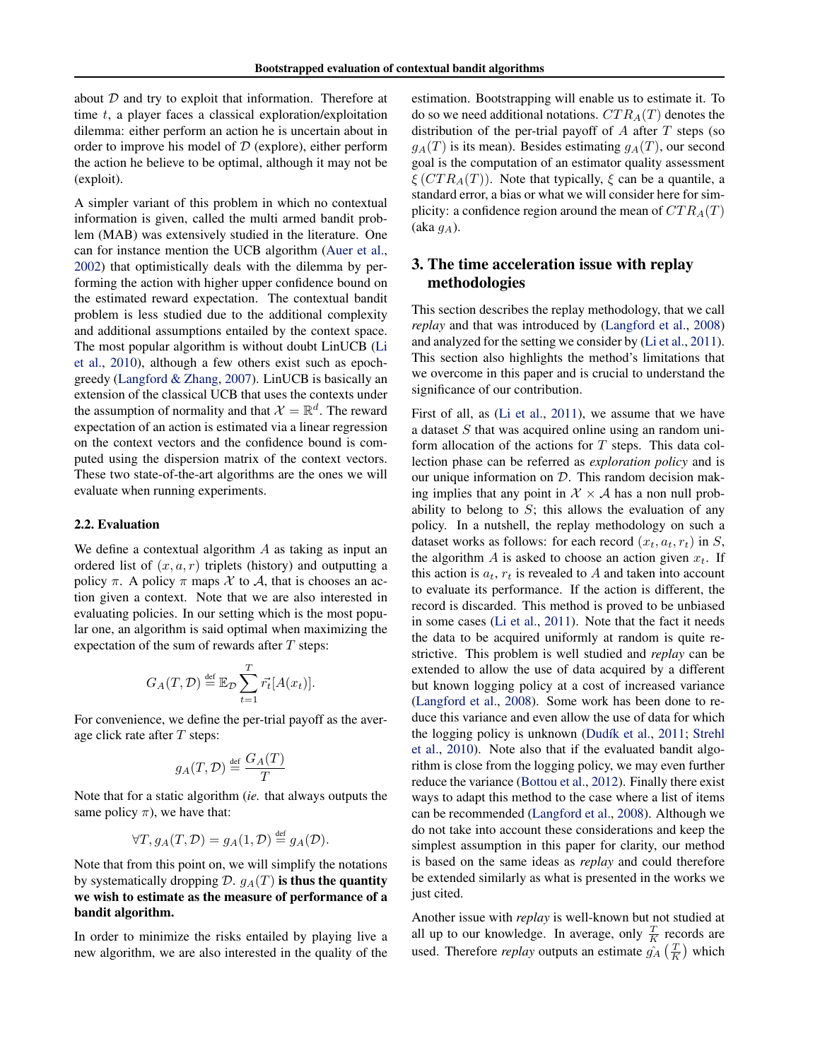about $\mathcal{D}$ and try to exploit that information. Therefore at time $t$, a player faces a classical exploration/exploitation dilemma: either perform an action he is uncertain about in order to improve his model of $\mathcal{D}$ (explore), either perform the action he believe to be optimal, although it may not be (exploit).

A simpler variant of this problem in which no contextual information is given, called the multi armed bandit problem (MAB) was extensively studied in the literature. One can for instance mention the UCB algorithm (Auer et al., 2002) that optimistically deals with the dilemma by performing the action with higher upper confidence bound on the estimated reward expectation. The contextual bandit problem is less studied due to the additional complexity and additional assumptions entailed by the context space. The most popular algorithm is without doubt LinUCB (Li et al., 2010), although a few others exist such as epoch-greedy (Langford & Zhang, 2007). LinUCB is basically an extension of the classical UCB that uses the contexts under the assumption of normality and that $\mathcal{X} = \mathbb{R}^d$. The reward expectation of an action is estimated via a linear regression on the context vectors and the confidence bound is computed using the dispersion matrix of the context vectors. These two state-of-the-art algorithms are the ones we will evaluate when running experiments.

### 2.2. Evaluation

We define a contextual algorithm $A$ as taking as input an ordered list of $(x, a, r)$ triplets (history) and outputting a policy $\pi$. A policy $\pi$ maps $\mathcal{X}$ to $\mathcal{A}$, that is chooses an action given a context. Note that we are also interested in evaluating policies. In our setting which is the most popular one, an algorithm is said optimal when maximizing the expectation of the sum of rewards after $T$ steps:

$$G_A(T, \mathcal{D}) \overset{\text{def}}{=} \mathbb{E}_{\mathcal{D}} \sum_{t=1}^{T} \vec{r_t}[A(x_t)].$$

For convenience, we define the per-trial payoff as the average click rate after $T$ steps:

$$g_A(T, \mathcal{D}) \overset{\text{def}}{=} \frac{G_A(T)}{T}$$

Note that for a static algorithm (*ie.* that always outputs the same policy $\pi$), we have that:

$$\forall T, g_A(T, \mathcal{D}) = g_A(1, \mathcal{D}) \overset{\text{def}}{=} g_A(\mathcal{D}).$$

Note that from this point on, we will simplify the notations by systematically dropping $\mathcal{D}$. $g_A(T)$ **is thus the quantity we wish to estimate as the measure of performance of a bandit algorithm.**

In order to minimize the risks entailed by playing live a new algorithm, we are also interested in the quality of the estimation. Bootstrapping will enable us to estimate it. To do so we need additional notations. $CTR_A(T)$ denotes the distribution of the per-trial payoff of $A$ after $T$ steps (so $g_A(T)$ is its mean). Besides estimating $g_A(T)$, our second goal is the computation of an estimator quality assessment $\xi\left(CTR_A(T)\right)$. Note that typically, $\xi$ can be a quantile, a standard error, a bias or what we will consider here for simplicity: a confidence region around the mean of $CTR_A(T)$ (aka $g_A$).

## 3. The time acceleration issue with replay methodologies

This section describes the replay methodology, that we call *replay* and that was introduced by (Langford et al., 2008) and analyzed for the setting we consider by (Li et al., 2011). This section also highlights the method's limitations that we overcome in this paper and is crucial to understand the significance of our contribution.

First of all, as (Li et al., 2011), we assume that we have a dataset $S$ that was acquired online using an random uniform allocation of the actions for $T$ steps. This data collection phase can be referred as *exploration policy* and is our unique information on $\mathcal{D}$. This random decision making implies that any point in $\mathcal{X} \times \mathcal{A}$ has a non null probability to belong to $S$; this allows the evaluation of any policy. In a nutshell, the replay methodology on such a dataset works as follows: for each record $(x_t, a_t, r_t)$ in $S$, the algorithm $A$ is asked to choose an action given $x_t$. If this action is $a_t$, $r_t$ is revealed to $A$ and taken into account to evaluate its performance. If the action is different, the record is discarded. This method is proved to be unbiased in some cases (Li et al., 2011). Note that the fact it needs the data to be acquired uniformly at random is quite restrictive. This problem is well studied and *replay* can be extended to allow the use of data acquired by a different but known logging policy at a cost of increased variance (Langford et al., 2008). Some work has been done to reduce this variance and even allow the use of data for which the logging policy is unknown (Dudík et al., 2011; Strehl et al., 2010). Note also that if the evaluated bandit algorithm is close from the logging policy, we may even further reduce the variance (Bottou et al., 2012). Finally there exist ways to adapt this method to the case where a list of items can be recommended (Langford et al., 2008). Although we do not take into account these considerations and keep the simplest assumption in this paper for clarity, our method is based on the same ideas as *replay* and could therefore be extended similarly as what is presented in the works we just cited.

Another issue with *replay* is well-known but not studied at all up to our knowledge. In average, only $\frac{T}{K}$ records are used. Therefore *replay* outputs an estimate $\hat{g_A}\left(\frac{T}{K}\right)$ which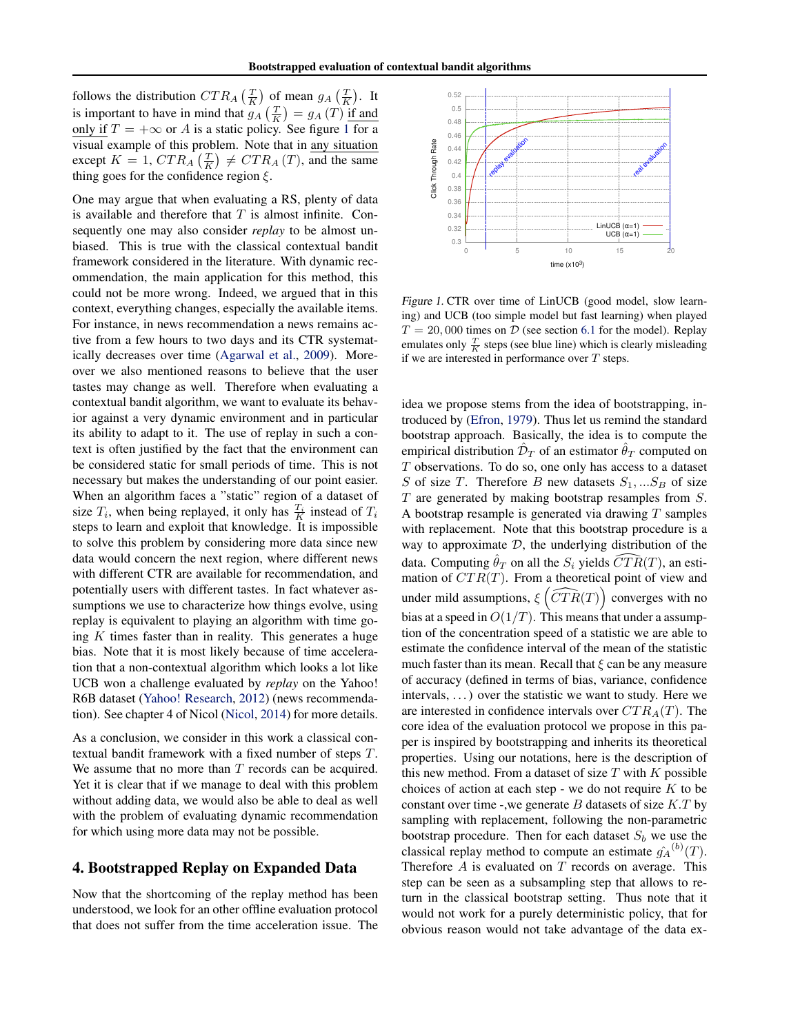follows the distribution $CTR_A\left(\frac{T}{K}\right)$ of mean $g_A\left(\frac{T}{K}\right)$. It is important to have in mind that $g_A\left(\frac{T}{K}\right) = g_A(T)$ if and only if $T = +\infty$ or $A$ is a static policy. See figure 1 for a visual example of this problem. Note that in any situation except $K = 1$, $CTR_A\left(\frac{T}{K}\right) \neq CTR_A(T)$, and the same thing goes for the confidence region $\xi$.

One may argue that when evaluating a RS, plenty of data is available and therefore that $T$ is almost infinite. Consequently one may also consider *replay* to be almost unbiased. This is true with the classical contextual bandit framework considered in the literature. With dynamic recommendation, the main application for this method, this could not be more wrong. Indeed, we argued that in this context, everything changes, especially the available items. For instance, in news recommendation a news remains active from a few hours to two days and its CTR systematically decreases over time (Agarwal et al., 2009). Moreover we also mentioned reasons to believe that the user tastes may change as well. Therefore when evaluating a contextual bandit algorithm, we want to evaluate its behavior against a very dynamic environment and in particular its ability to adapt to it. The use of replay in such a context is often justified by the fact that the environment can be considered static for small periods of time. This is not necessary but makes the understanding of our point easier. When an algorithm faces a "static" region of a dataset of size $T_i$, when being replayed, it only has $\frac{T_i}{K}$ instead of $T_i$ steps to learn and exploit that knowledge. It is impossible to solve this problem by considering more data since new data would concern the next region, where different news with different CTR are available for recommendation, and potentially users with different tastes. In fact whatever assumptions we use to characterize how things evolve, using replay is equivalent to playing an algorithm with time going $K$ times faster than in reality. This generates a huge bias. Note that it is most likely because of time acceleration that a non-contextual algorithm which looks a lot like UCB won a challenge evaluated by *replay* on the Yahoo! R6B dataset (Yahoo! Research, 2012) (news recommendation). See chapter 4 of Nicol (Nicol, 2014) for more details.

As a conclusion, we consider in this work a classical contextual bandit framework with a fixed number of steps $T$. We assume that no more than $T$ records can be acquired. Yet it is clear that if we manage to deal with this problem without adding data, we would also be able to deal as well with the problem of evaluating dynamic recommendation for which using more data may not be possible.

## 4. Bootstrapped Replay on Expanded Data

Now that the shortcoming of the replay method has been understood, we look for an other offline evaluation protocol that does not suffer from the time acceleration issue. The idea we propose stems from the idea of bootstrapping, introduced by (Efron, 1979). Thus let us remind the standard bootstrap approach. Basically, the idea is to compute the empirical distribution $\hat{\mathcal{D}}_T$ of an estimator $\hat{\theta}_T$ computed on $T$ observations. To do so, one only has access to a dataset $S$ of size $T$. Therefore $B$ new datasets $S_1, ...S_B$ of size $T$ are generated by making bootstrap resamples from $S$. A bootstrap resample is generated via drawing $T$ samples with replacement. Note that this bootstrap procedure is a way to approximate $\mathcal{D}$, the underlying distribution of the data. Computing $\hat{\theta}_T$ on all the $S_i$ yields $\widehat{CTR}(T)$, an estimation of $CTR(T)$. From a theoretical point of view and under mild assumptions, $\xi\left(\widehat{CTR}(T)\right)$ converges with no bias at a speed in $O(1/T)$. This means that under a assumption of the concentration speed of a statistic we are able to estimate the confidence interval of the mean of the statistic much faster than its mean. Recall that $\xi$ can be any measure of accuracy (defined in terms of bias, variance, confidence intervals, ...) over the statistic we want to study. Here we are interested in confidence intervals over $CTR_A(T)$. The core idea of the evaluation protocol we propose in this paper is inspired by bootstrapping and inherits its theoretical properties. Using our notations, here is the description of this new method. From a dataset of size $T$ with $K$ possible choices of action at each step - we do not require $K$ to be constant over time -,we generate $B$ datasets of size $K.T$ by sampling with replacement, following the non-parametric bootstrap procedure. Then for each dataset $S_b$ we use the classical replay method to compute an estimate $\hat{g_A}^{(b)}(T)$. Therefore $A$ is evaluated on $T$ records on average. This step can be seen as a subsampling step that allows to return in the classical bootstrap setting. Thus note that it would not work for a purely deterministic policy, that for obvious reason would not take advantage of the data ex-

*Figure 1.* CTR over time of LinUCB (good model, slow learning) and UCB (too simple model but fast learning) when played $T = 20,000$ times on $\mathcal{D}$ (see section 6.1 for the model). Replay emulates only $\frac{T}{K}$ steps (see blue line) which is clearly misleading if we are interested in performance over $T$ steps.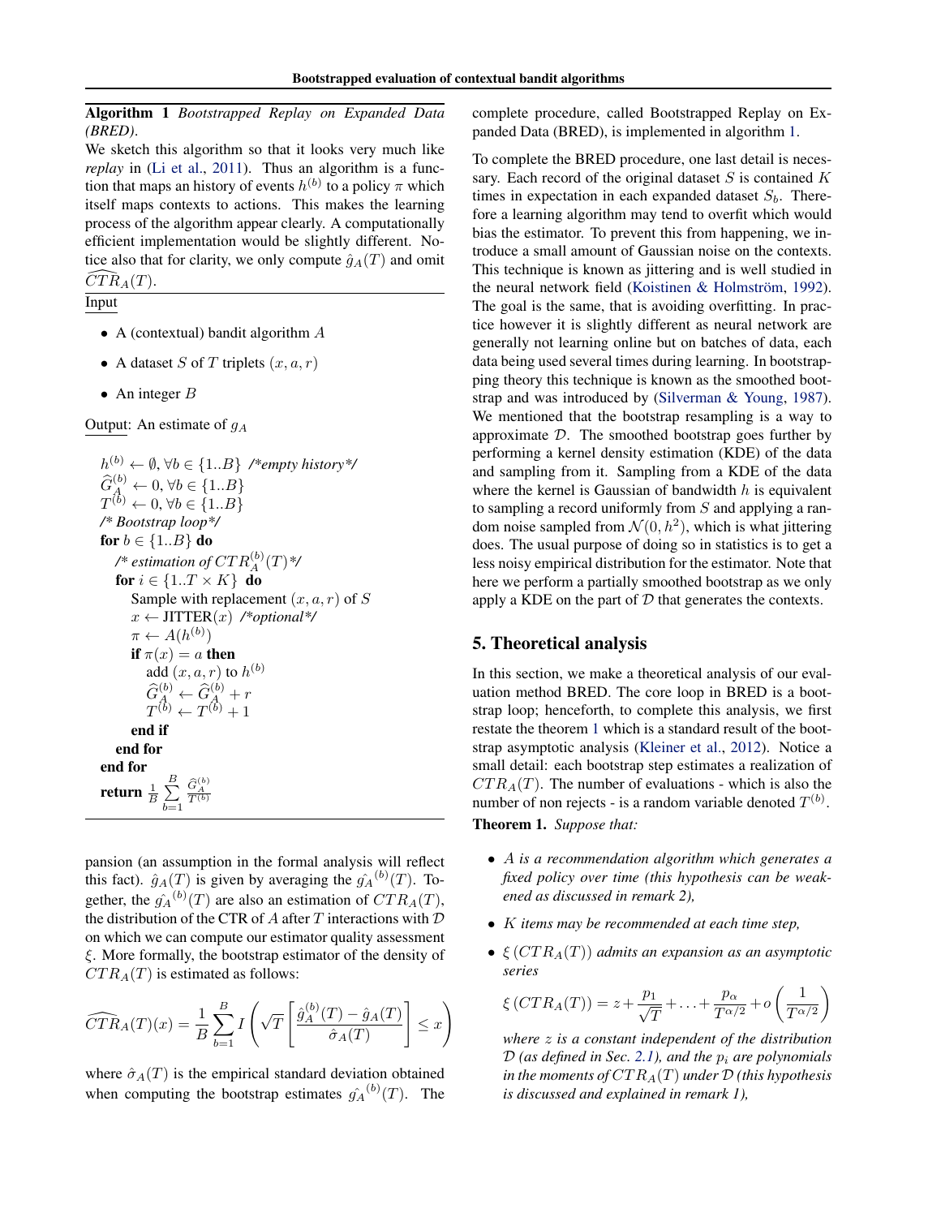**Algorithm 1** *Bootstrapped Replay on Expanded Data (BRED).*

We sketch this algorithm so that it looks very much like *replay* in (Li et al., 2011). Thus an algorithm is a function that maps an history of events $h^{(b)}$ to a policy $\pi$ which itself maps contexts to actions. This makes the learning process of the algorithm appear clearly. A computationally efficient implementation would be slightly different. Notice also that for clarity, we only compute $\hat{g}_A(T)$ and omit $\widehat{CTR}_A(T)$.

Input

- A (contextual) bandit algorithm $A$
- A dataset $S$ of $T$ triplets $(x, a, r)$
- An integer $B$

Output: An estimate of $g_A$

```
h^(b) ← ∅, ∀b ∈ {1..B} /*empty history*/
Ĝ_A^(b) ← 0, ∀b ∈ {1..B}
T^(b) ← 0, ∀b ∈ {1..B}
/* Bootstrap loop*/
for b ∈ {1..B} do
   /* estimation of CTR_A^(b)(T)*/
   for i ∈ {1..T × K} do
      Sample with replacement (x, a, r) of S
      x ← JITTER(x) /*optional*/
      π ← A(h^(b))
      if π(x) = a then
         add (x, a, r) to h^(b)
         Ĝ_A^(b) ← Ĝ_A^(b) + r
         T^(b) ← T^(b) + 1
      end if
   end for
end for
return (1/B) Σ_{b=1}^{B} Ĝ_A^(b) / T^(b)
```

pansion (an assumption in the formal analysis will reflect this fact). $\hat{g}_A(T)$ is given by averaging the $\hat{g_A}^{(b)}(T)$. Together, the $\hat{g_A}^{(b)}(T)$ are also an estimation of $CTR_A(T)$, the distribution of the CTR of $A$ after $T$ interactions with $\mathcal{D}$ on which we can compute our estimator quality assessment $\xi$. More formally, the bootstrap estimator of the density of $CTR_A(T)$ is estimated as follows:

$$\widehat{CTR}_A(T)(x) = \frac{1}{B}\sum_{b=1}^{B} I\left(\sqrt{T}\left[\frac{\hat{g}_A^{(b)}(T) - \hat{g}_A(T)}{\hat{\sigma}_A(T)}\right] \leq x\right)$$

where $\hat{\sigma}_A(T)$ is the empirical standard deviation obtained when computing the bootstrap estimates $\hat{g_A}^{(b)}(T)$. The complete procedure, called Bootstrapped Replay on Expanded Data (BRED), is implemented in algorithm 1.

To complete the BRED procedure, one last detail is necessary. Each record of the original dataset $S$ is contained $K$ times in expectation in each expanded dataset $S_b$. Therefore a learning algorithm may tend to overfit which would bias the estimator. To prevent this from happening, we introduce a small amount of Gaussian noise on the contexts. This technique is known as jittering and is well studied in the neural network field (Koistinen & Holmström, 1992). The goal is the same, that is avoiding overfitting. In practice however it is slightly different as neural network are generally not learning online but on batches of data, each data being used several times during learning. In bootstrapping theory this technique is known as the smoothed bootstrap and was introduced by (Silverman & Young, 1987). We mentioned that the bootstrap resampling is a way to approximate $\mathcal{D}$. The smoothed bootstrap goes further by performing a kernel density estimation (KDE) of the data and sampling from it. Sampling from a KDE of the data where the kernel is Gaussian of bandwidth $h$ is equivalent to sampling a record uniformly from $S$ and applying a random noise sampled from $\mathcal{N}(0, h^2)$, which is what jittering does. The usual purpose of doing so in statistics is to get a less noisy empirical distribution for the estimator. Note that here we perform a partially smoothed bootstrap as we only apply a KDE on the part of $\mathcal{D}$ that generates the contexts.

## 5. Theoretical analysis

In this section, we make a theoretical analysis of our evaluation method BRED. The core loop in BRED is a bootstrap loop; henceforth, to complete this analysis, we first restate the theorem 1 which is a standard result of the bootstrap asymptotic analysis (Kleiner et al., 2012). Notice a small detail: each bootstrap step estimates a realization of $CTR_A(T)$. The number of evaluations - which is also the number of non rejects - is a random variable denoted $T^{(b)}$.

**Theorem 1.** *Suppose that:*

- *$A$ is a recommendation algorithm which generates a fixed policy over time (this hypothesis can be weakened as discussed in remark 2),*
- *$K$ items may be recommended at each time step,*
- *$\xi(CTR_A(T))$ admits an expansion as an asymptotic series*

$$\xi(CTR_A(T)) = z + \frac{p_1}{\sqrt{T}} + \ldots + \frac{p_\alpha}{T^{\alpha/2}} + o\left(\frac{1}{T^{\alpha/2}}\right)$$

*where $z$ is a constant independent of the distribution $\mathcal{D}$ (as defined in Sec. 2.1), and the $p_i$ are polynomials in the moments of $CTR_A(T)$ under $\mathcal{D}$ (this hypothesis is discussed and explained in remark 1),*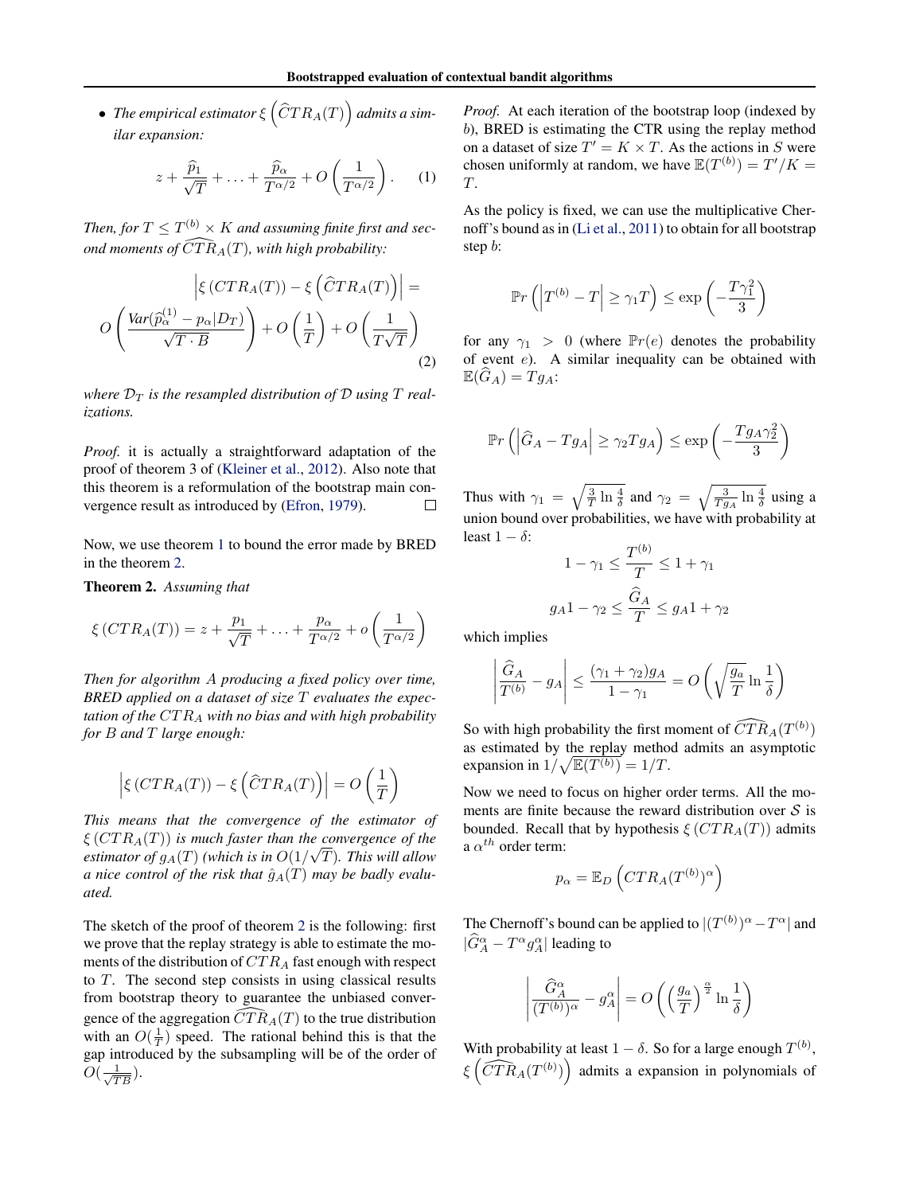- *The empirical estimator $\xi\left(\widehat{CTR}_A(T)\right)$ admits a similar expansion:*

$$z + \frac{\widehat{p}_1}{\sqrt{T}} + \ldots + \frac{\widehat{p}_\alpha}{T^{\alpha/2}} + O\left(\frac{1}{T^{\alpha/2}}\right). \quad (1)$$

*Then, for $T \leq T^{(b)} \times K$ and assuming finite first and second moments of $\widehat{CTR}_A(T)$, with high probability:*

$$\left|\xi\left(CTR_A(T)\right) - \xi\left(\widehat{CTR}_A(T)\right)\right| = O\left(\frac{Var(\widehat{p}_\alpha^{(1)} - p_\alpha | D_T)}{\sqrt{T \cdot B}}\right) + O\left(\frac{1}{T}\right) + O\left(\frac{1}{T\sqrt{T}}\right) \quad (2)$$

*where $\mathcal{D}_T$ is the resampled distribution of $\mathcal{D}$ using $T$ realizations.*

*Proof.* it is actually a straightforward adaptation of the proof of theorem 3 of (Kleiner et al., 2012). Also note that this theorem is a reformulation of the bootstrap main convergence result as introduced by (Efron, 1979). □

Now, we use theorem 1 to bound the error made by BRED in the theorem 2.

**Theorem 2.** *Assuming that*

$$\xi\left(CTR_A(T)\right) = z + \frac{p_1}{\sqrt{T}} + \ldots + \frac{p_\alpha}{T^{\alpha/2}} + o\left(\frac{1}{T^{\alpha/2}}\right)$$

*Then for algorithm $A$ producing a fixed policy over time, BRED applied on a dataset of size $T$ evaluates the expectation of the $CTR_A$ with no bias and with high probability for $B$ and $T$ large enough:*

$$\left|\xi\left(CTR_A(T)\right) - \xi\left(\widehat{CTR}_A(T)\right)\right| = O\left(\frac{1}{T}\right)$$

*This means that the convergence of the estimator of $\xi\left(CTR_A(T)\right)$ is much faster than the convergence of the estimator of $g_A(T)$ (which is in $O(1/\sqrt{T})$. This will allow a nice control of the risk that $\hat{g}_A(T)$ may be badly evaluated.*

The sketch of the proof of theorem 2 is the following: first we prove that the replay strategy is able to estimate the moments of the distribution of $CTR_A$ fast enough with respect to $T$. The second step consists in using classical results from bootstrap theory to guarantee the unbiased convergence of the aggregation $\widehat{CTR}_A(T)$ to the true distribution with an $O(\frac{1}{T})$ speed. The rational behind this is that the gap introduced by the subsampling will be of the order of $O(\frac{1}{\sqrt{TB}})$.

*Proof.* At each iteration of the bootstrap loop (indexed by $b$), BRED is estimating the CTR using the replay method on a dataset of size $T' = K \times T$. As the actions in $S$ were chosen uniformly at random, we have $\mathbb{E}(T^{(b)}) = T'/K = T$.

As the policy is fixed, we can use the multiplicative Chernoff's bound as in (Li et al., 2011) to obtain for all bootstrap step $b$:

$$\mathbb{P}r\left(\left|T^{(b)} - T\right| \geq \gamma_1 T\right) \leq \exp\left(-\frac{T\gamma_1^2}{3}\right)$$

for any $\gamma_1 > 0$ (where $\mathbb{P}r(e)$ denotes the probability of event $e$). A similar inequality can be obtained with $\mathbb{E}(\widehat{G}_A) = Tg_A$:

$$\mathbb{P}r\left(\left|\widehat{G}_A - Tg_A\right| \geq \gamma_2 Tg_A\right) \leq \exp\left(-\frac{Tg_A\gamma_2^2}{3}\right)$$

Thus with $\gamma_1 = \sqrt{\frac{3}{T}\ln\frac{4}{\delta}}$ and $\gamma_2 = \sqrt{\frac{3}{Tg_A}\ln\frac{4}{\delta}}$ using a union bound over probabilities, we have with probability at least $1-\delta$:

$$1 - \gamma_1 \leq \frac{T^{(b)}}{T} \leq 1 + \gamma_1$$

$$g_A 1 - \gamma_2 \leq \frac{\widehat{G}_A}{T} \leq g_A 1 + \gamma_2$$

which implies

$$\left|\frac{\widehat{G}_A}{T^{(b)}} - g_A\right| \leq \frac{(\gamma_1 + \gamma_2)g_A}{1 - \gamma_1} = O\left(\sqrt{\frac{g_a}{T}}\ln\frac{1}{\delta}\right)$$

So with high probability the first moment of $\widehat{CTR}_A(T^{(b)})$ as estimated by the replay method admits an asymptotic expansion in $1/\sqrt{\mathbb{E}(T^{(b)})} = 1/T$.

Now we need to focus on higher order terms. All the moments are finite because the reward distribution over $\mathcal{S}$ is bounded. Recall that by hypothesis $\xi\left(CTR_A(T)\right)$ admits a $\alpha^{th}$ order term:

$$p_\alpha = \mathbb{E}_D\left(CTR_A(T^{(b)})^\alpha\right)$$

The Chernoff's bound can be applied to $|(T^{(b)})^\alpha - T^\alpha|$ and $|\widehat{G}_A^\alpha - T^\alpha g_A^\alpha|$ leading to

$$\left|\frac{\widehat{G}_A^\alpha}{(T^{(b)})^\alpha} - g_A^\alpha\right| = O\left(\left(\frac{g_a}{T}\right)^{\frac{\alpha}{2}}\ln\frac{1}{\delta}\right)$$

With probability at least $1-\delta$. So for a large enough $T^{(b)}$, $\xi\left(\widehat{CTR}_A(T^{(b)})\right)$ admits a expansion in polynomials of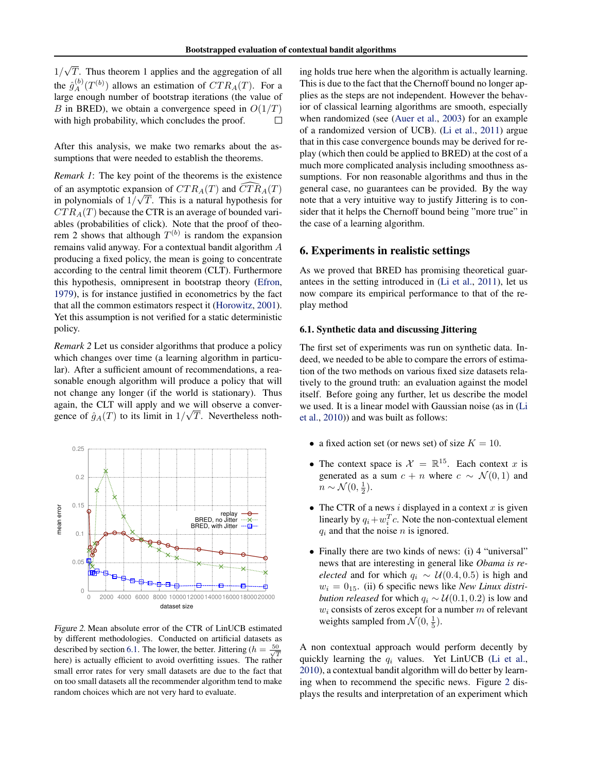$1/\sqrt{T}$. Thus theorem 1 applies and the aggregation of all the $\hat{g}_A^{(b)}(T^{(b)})$ allows an estimation of $CTR_A(T)$. For a large enough number of bootstrap iterations (the value of $B$ in BRED), we obtain a convergence speed in $O(1/T)$ with high probability, which concludes the proof. □

After this analysis, we make two remarks about the assumptions that were needed to establish the theorems.

*Remark 1*: The key point of the theorems is the existence of an asymptotic expansion of $CTR_A(T)$ and $\widehat{CTR}_A(T)$ in polynomials of $1/\sqrt{T}$. This is a natural hypothesis for $CTR_A(T)$ because the CTR is an average of bounded variables (probabilities of click). Note that the proof of theorem 2 shows that although $T^{(b)}$ is random the expansion remains valid anyway. For a contextual bandit algorithm $A$ producing a fixed policy, the mean is going to concentrate according to the central limit theorem (CLT). Furthermore this hypothesis, omnipresent in bootstrap theory (Efron, 1979), is for instance justified in econometrics by the fact that all the common estimators respect it (Horowitz, 2001). Yet this assumption is not verified for a static deterministic policy.

*Remark 2* Let us consider algorithms that produce a policy which changes over time (a learning algorithm in particular). After a sufficient amount of recommendations, a reasonable enough algorithm will produce a policy that will not change any longer (if the world is stationary). Thus again, the CLT will apply and we will observe a convergence of $\hat{g}_A(T)$ to its limit in $1/\sqrt{T}$. Nevertheless nothing holds true here when the algorithm is actually learning. This is due to the fact that the Chernoff bound no longer applies as the steps are not independent. However the behavior of classical learning algorithms are smooth, especially when randomized (see (Auer et al., 2003) for an example of a randomized version of UCB). (Li et al., 2011) argue that in this case convergence bounds may be derived for replay (which then could be applied to BRED) at the cost of a much more complicated analysis including smoothness assumptions. For non reasonable algorithms and thus in the general case, no guarantees can be provided. By the way note that a very intuitive way to justify Jittering is to consider that it helps the Chernoff bound being "more true" in the case of a learning algorithm.

*Figure 2.* Mean absolute error of the CTR of LinUCB estimated by different methodologies. Conducted on artificial datasets as described by section 6.1. The lower, the better. Jittering ($h = \frac{50}{\sqrt{T}}$ here) is actually efficient to avoid overfitting issues. The rather small error rates for very small datasets are due to the fact that on too small datasets all the recommender algorithm tend to make random choices which are not very hard to evaluate.

## 6. Experiments in realistic settings

As we proved that BRED has promising theoretical guarantees in the setting introduced in (Li et al., 2011), let us now compare its empirical performance to that of the replay method

### 6.1. Synthetic data and discussing Jittering

The first set of experiments was run on synthetic data. Indeed, we needed to be able to compare the errors of estimation of the two methods on various fixed size datasets relatively to the ground truth: an evaluation against the model itself. Before going any further, let us describe the model we used. It is a linear model with Gaussian noise (as in (Li et al., 2010)) and was built as follows:

- a fixed action set (or news set) of size $K = 10$.
- The context space is $\mathcal{X} = \mathbb{R}^{15}$. Each context $x$ is generated as a sum $c + n$ where $c \sim \mathcal{N}(0, 1)$ and $n \sim \mathcal{N}(0, \frac{1}{2})$.
- The CTR of a news $i$ displayed in a context $x$ is given linearly by $q_i + w_i^T c$. Note the non-contextual element $q_i$ and that the noise $n$ is ignored.
- Finally there are two kinds of news: (i) 4 "universal" news that are interesting in general like *Obama is reelected* and for which $q_i \sim \mathcal{U}(0.4, 0.5)$ is high and $w_i = 0_{15}$. (ii) 6 specific news like *New Linux distribution released* for which $q_i \sim \mathcal{U}(0.1, 0.2)$ is low and $w_i$ consists of zeros except for a number $m$ of relevant weights sampled from $\mathcal{N}(0, \frac{1}{5})$.

A non contextual approach would perform decently by quickly learning the $q_i$ values. Yet LinUCB (Li et al., 2010), a contextual bandit algorithm will do better by learning when to recommend the specific news. Figure 2 displays the results and interpretation of an experiment which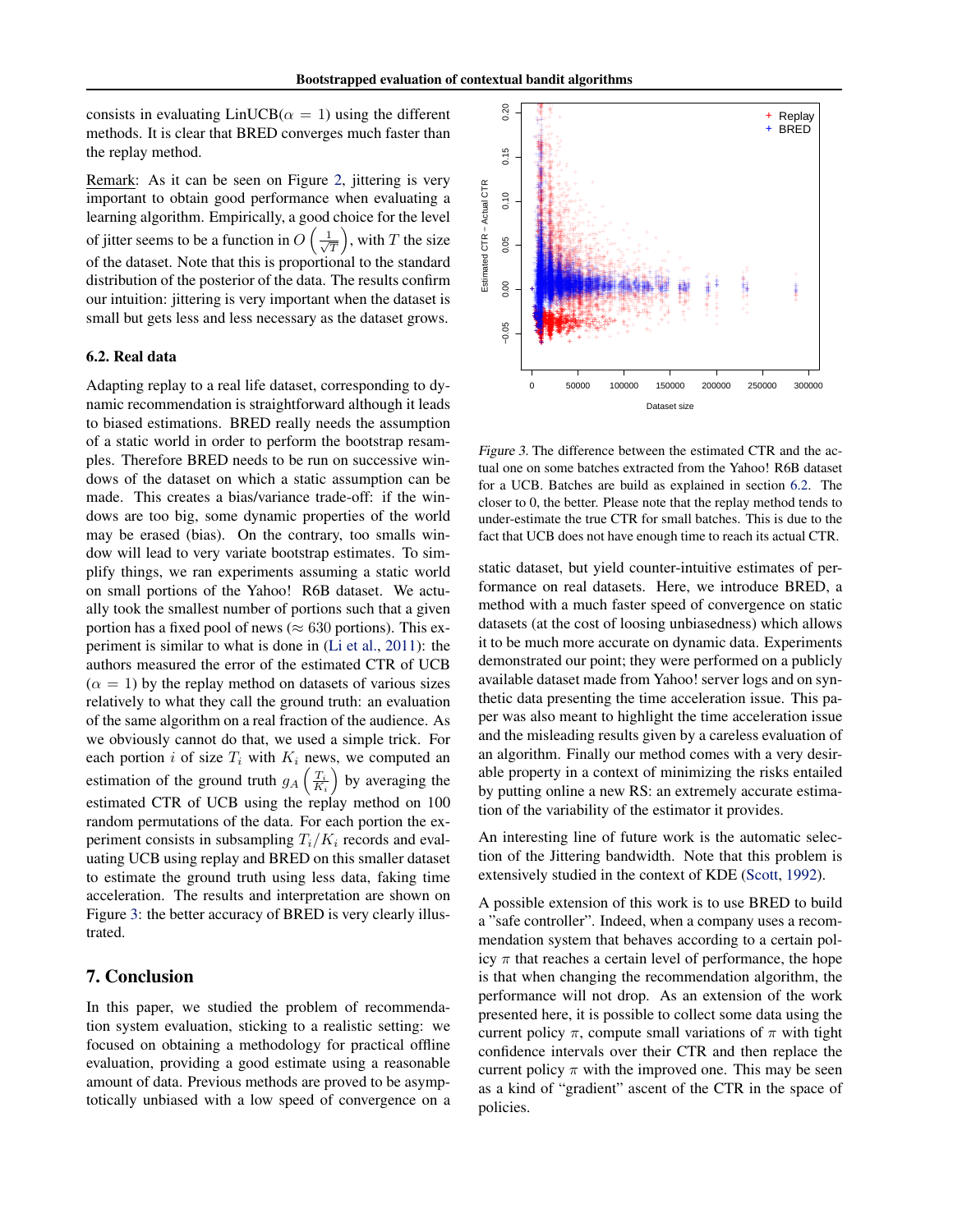consists in evaluating LinUCB($\alpha = 1$) using the different methods. It is clear that BRED converges much faster than the replay method.

Remark: As it can be seen on Figure 2, jittering is very important to obtain good performance when evaluating a learning algorithm. Empirically, a good choice for the level of jitter seems to be a function in $O\left(\frac{1}{\sqrt{T}}\right)$, with $T$ the size of the dataset. Note that this is proportional to the standard distribution of the posterior of the data. The results confirm our intuition: jittering is very important when the dataset is small but gets less and less necessary as the dataset grows.

### 6.2. Real data

Adapting replay to a real life dataset, corresponding to dynamic recommendation is straightforward although it leads to biased estimations. BRED really needs the assumption of a static world in order to perform the bootstrap resamples. Therefore BRED needs to be run on successive windows of the dataset on which a static assumption can be made. This creates a bias/variance trade-off: if the windows are too big, some dynamic properties of the world may be erased (bias). On the contrary, too smalls window will lead to very variate bootstrap estimates. To simplify things, we ran experiments assuming a static world on small portions of the Yahoo! R6B dataset. We actually took the smallest number of portions such that a given portion has a fixed pool of news ($\approx 630$ portions). This experiment is similar to what is done in (Li et al., 2011): the authors measured the error of the estimated CTR of UCB ($\alpha = 1$) by the replay method on datasets of various sizes relatively to what they call the ground truth: an evaluation of the same algorithm on a real fraction of the audience. As we obviously cannot do that, we used a simple trick. For each portion $i$ of size $T_i$ with $K_i$ news, we computed an estimation of the ground truth $g_A\left(\frac{T_i}{K_i}\right)$ by averaging the estimated CTR of UCB using the replay method on 100 random permutations of the data. For each portion the experiment consists in subsampling $T_i/K_i$ records and evaluating UCB using replay and BRED on this smaller dataset to estimate the ground truth using less data, faking time acceleration. The results and interpretation are shown on Figure 3: the better accuracy of BRED is very clearly illustrated.

*Figure 3.* The difference between the estimated CTR and the actual one on some batches extracted from the Yahoo! R6B dataset for a UCB. Batches are build as explained in section 6.2. The closer to 0, the better. Please note that the replay method tends to under-estimate the true CTR for small batches. This is due to the fact that UCB does not have enough time to reach its actual CTR.

## 7. Conclusion

In this paper, we studied the problem of recommendation system evaluation, sticking to a realistic setting: we focused on obtaining a methodology for practical offline evaluation, providing a good estimate using a reasonable amount of data. Previous methods are proved to be asymptotically unbiased with a low speed of convergence on a static dataset, but yield counter-intuitive estimates of performance on real datasets. Here, we introduce BRED, a method with a much faster speed of convergence on static datasets (at the cost of loosing unbiasedness) which allows it to be much more accurate on dynamic data. Experiments demonstrated our point; they were performed on a publicly available dataset made from Yahoo! server logs and on synthetic data presenting the time acceleration issue. This paper was also meant to highlight the time acceleration issue and the misleading results given by a careless evaluation of an algorithm. Finally our method comes with a very desirable property in a context of minimizing the risks entailed by putting online a new RS: an extremely accurate estimation of the variability of the estimator it provides.

An interesting line of future work is the automatic selection of the Jittering bandwidth. Note that this problem is extensively studied in the context of KDE (Scott, 1992).

A possible extension of this work is to use BRED to build a "safe controller". Indeed, when a company uses a recommendation system that behaves according to a certain policy $\pi$ that reaches a certain level of performance, the hope is that when changing the recommendation algorithm, the performance will not drop. As an extension of the work presented here, it is possible to collect some data using the current policy $\pi$, compute small variations of $\pi$ with tight confidence intervals over their CTR and then replace the current policy $\pi$ with the improved one. This may be seen as a kind of "gradient" ascent of the CTR in the space of policies.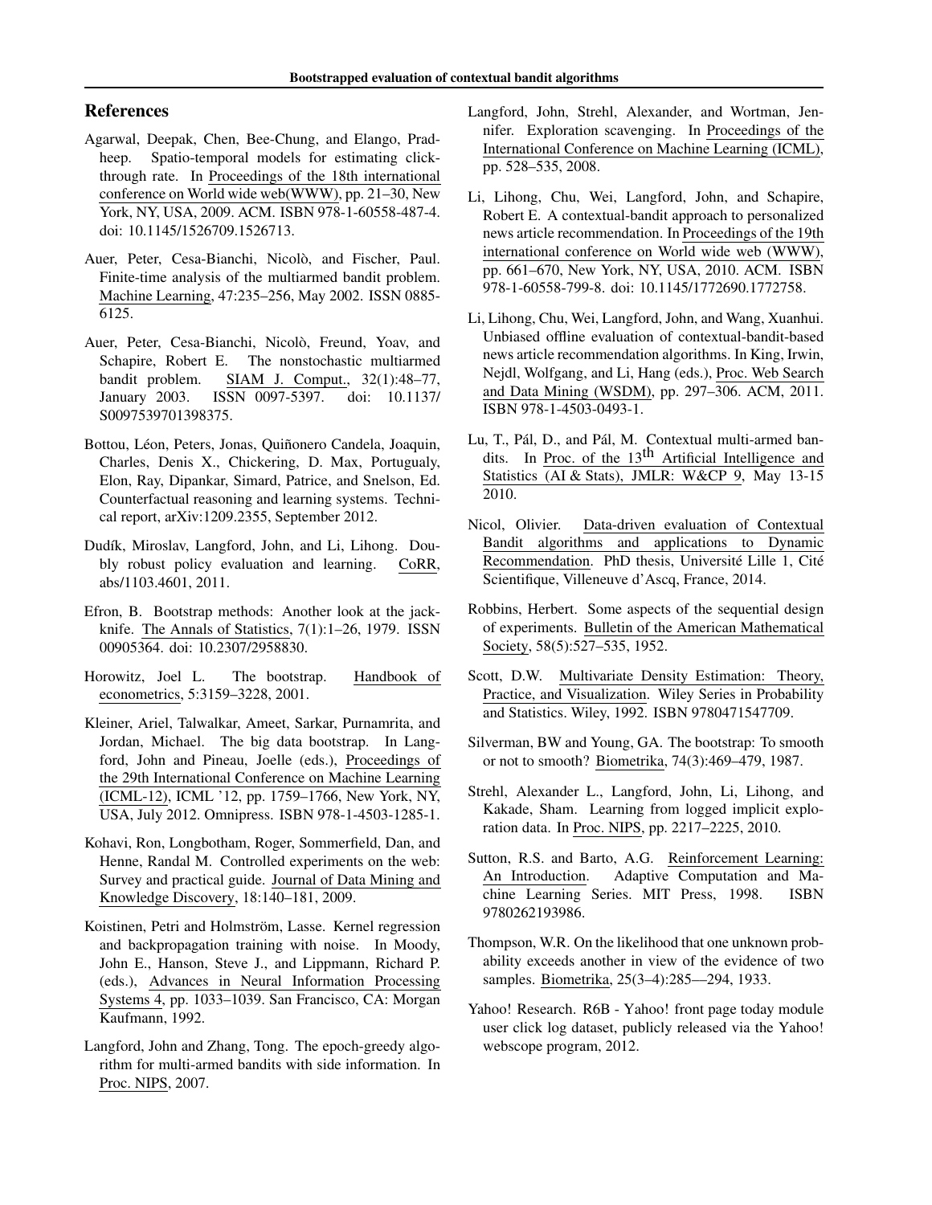## References

Agarwal, Deepak, Chen, Bee-Chung, and Elango, Pradheep. Spatio-temporal models for estimating click-through rate. In Proceedings of the 18th international conference on World wide web(WWW), pp. 21–30, New York, NY, USA, 2009. ACM. ISBN 978-1-60558-487-4. doi: 10.1145/1526709.1526713.

Auer, Peter, Cesa-Bianchi, Nicolò, and Fischer, Paul. Finite-time analysis of the multiarmed bandit problem. Machine Learning, 47:235–256, May 2002. ISSN 0885-6125.

Auer, Peter, Cesa-Bianchi, Nicolò, Freund, Yoav, and Schapire, Robert E. The nonstochastic multiarmed bandit problem. SIAM J. Comput., 32(1):48–77, January 2003. ISSN 0097-5397. doi: 10.1137/S0097539701398375.

Bottou, Léon, Peters, Jonas, Quiñonero Candela, Joaquin, Charles, Denis X., Chickering, D. Max, Portugualy, Elon, Ray, Dipankar, Simard, Patrice, and Snelson, Ed. Counterfactual reasoning and learning systems. Technical report, arXiv:1209.2355, September 2012.

Dudík, Miroslav, Langford, John, and Li, Lihong. Doubly robust policy evaluation and learning. CoRR, abs/1103.4601, 2011.

Efron, B. Bootstrap methods: Another look at the jackknife. The Annals of Statistics, 7(1):1–26, 1979. ISSN 00905364. doi: 10.2307/2958830.

Horowitz, Joel L. The bootstrap. Handbook of econometrics, 5:3159–3228, 2001.

Kleiner, Ariel, Talwalkar, Ameet, Sarkar, Purnamrita, and Jordan, Michael. The big data bootstrap. In Langford, John and Pineau, Joelle (eds.), Proceedings of the 29th International Conference on Machine Learning (ICML-12), ICML '12, pp. 1759–1766, New York, NY, USA, July 2012. Omnipress. ISBN 978-1-4503-1285-1.

Kohavi, Ron, Longbotham, Roger, Sommerfield, Dan, and Henne, Randal M. Controlled experiments on the web: Survey and practical guide. Journal of Data Mining and Knowledge Discovery, 18:140–181, 2009.

Koistinen, Petri and Holmström, Lasse. Kernel regression and backpropagation training with noise. In Moody, John E., Hanson, Steve J., and Lippmann, Richard P. (eds.), Advances in Neural Information Processing Systems 4, pp. 1033–1039. San Francisco, CA: Morgan Kaufmann, 1992.

Langford, John and Zhang, Tong. The epoch-greedy algorithm for multi-armed bandits with side information. In Proc. NIPS, 2007.

Langford, John, Strehl, Alexander, and Wortman, Jennifer. Exploration scavenging. In Proceedings of the International Conference on Machine Learning (ICML), pp. 528–535, 2008.

Li, Lihong, Chu, Wei, Langford, John, and Schapire, Robert E. A contextual-bandit approach to personalized news article recommendation. In Proceedings of the 19th international conference on World wide web (WWW), pp. 661–670, New York, NY, USA, 2010. ACM. ISBN 978-1-60558-799-8. doi: 10.1145/1772690.1772758.

Li, Lihong, Chu, Wei, Langford, John, and Wang, Xuanhui. Unbiased offline evaluation of contextual-bandit-based news article recommendation algorithms. In King, Irwin, Nejdl, Wolfgang, and Li, Hang (eds.), Proc. Web Search and Data Mining (WSDM), pp. 297–306. ACM, 2011. ISBN 978-1-4503-0493-1.

Lu, T., Pál, D., and Pál, M. Contextual multi-armed bandits. In Proc. of the 13th Artificial Intelligence and Statistics (AI & Stats), JMLR: W&CP 9, May 13-15 2010.

Nicol, Olivier. Data-driven evaluation of Contextual Bandit algorithms and applications to Dynamic Recommendation. PhD thesis, Université Lille 1, Cité Scientifique, Villeneuve d'Ascq, France, 2014.

Robbins, Herbert. Some aspects of the sequential design of experiments. Bulletin of the American Mathematical Society, 58(5):527–535, 1952.

Scott, D.W. Multivariate Density Estimation: Theory, Practice, and Visualization. Wiley Series in Probability and Statistics. Wiley, 1992. ISBN 9780471547709.

Silverman, BW and Young, GA. The bootstrap: To smooth or not to smooth? Biometrika, 74(3):469–479, 1987.

Strehl, Alexander L., Langford, John, Li, Lihong, and Kakade, Sham. Learning from logged implicit exploration data. In Proc. NIPS, pp. 2217–2225, 2010.

Sutton, R.S. and Barto, A.G. Reinforcement Learning: An Introduction. Adaptive Computation and Machine Learning Series. MIT Press, 1998. ISBN 9780262193986.

Thompson, W.R. On the likelihood that one unknown probability exceeds another in view of the evidence of two samples. Biometrika, 25(3–4):285—294, 1933.

Yahoo! Research. R6B - Yahoo! front page today module user click log dataset, publicly released via the Yahoo! webscope program, 2012.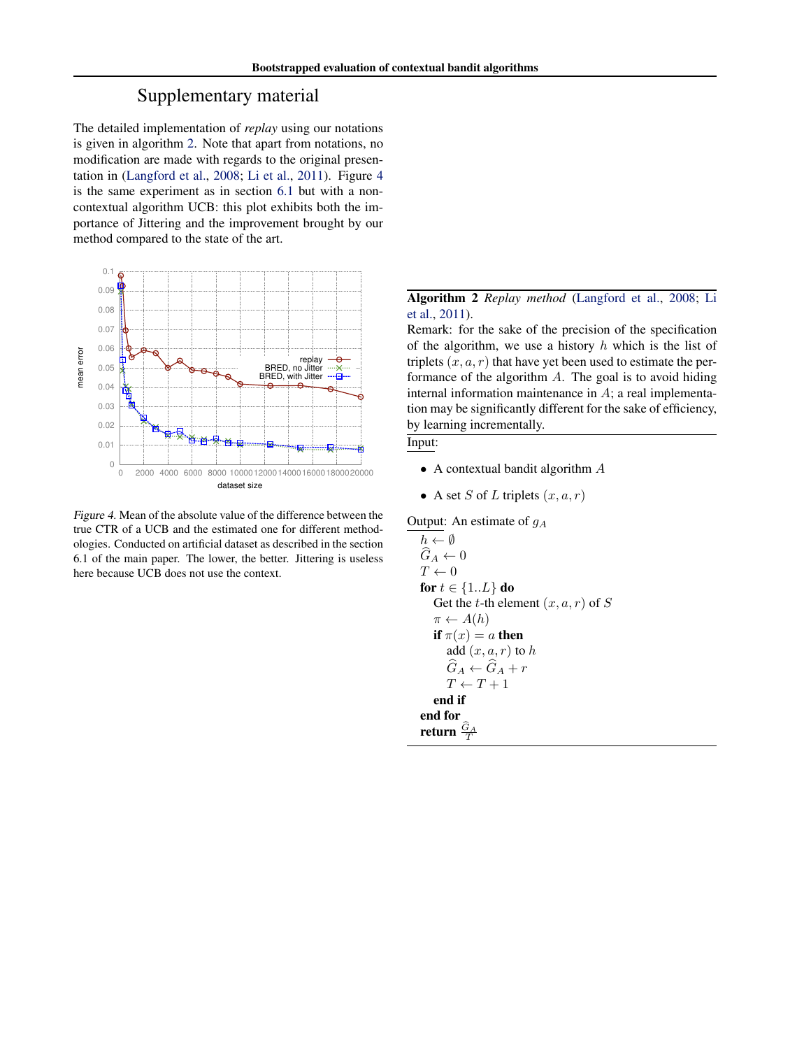# Supplementary material

The detailed implementation of *replay* using our notations is given in algorithm 2. Note that apart from notations, no modification are made with regards to the original presentation in (Langford et al., 2008; Li et al., 2011). Figure 4 is the same experiment as in section 6.1 but with a non-contextual algorithm UCB: this plot exhibits both the importance of Jittering and the improvement brought by our method compared to the state of the art.

0.1
0.09
0.08
0.07
0.06
0.05
0.04
0.03
0.02
0.01
0
mean error
0 2000 4000 6000 8000 10000 12000 14000 16000 18000 20000
dataset size
replay
BRED, no Jitter
BRED, with Jitter

*Figure 4.* Mean of the absolute value of the difference between the true CTR of a UCB and the estimated one for different methodologies. Conducted on artificial dataset as described in the section 6.1 of the main paper. The lower, the better. Jittering is useless here because UCB does not use the context.

**Algorithm 2** *Replay method* (Langford et al., 2008; Li et al., 2011).

Remark: for the sake of the precision of the specification of the algorithm, we use a history $h$ which is the list of triplets $(x, a, r)$ that have yet been used to estimate the performance of the algorithm $A$. The goal is to avoid hiding internal information maintenance in $A$; a real implementation may be significantly different for the sake of efficiency, by learning incrementally.

Input:

- A contextual bandit algorithm $A$
- A set $S$ of $L$ triplets $(x, a, r)$

Output: An estimate of $g_A$

$h \leftarrow \emptyset$
$\widehat{G}_A \leftarrow 0$
$T \leftarrow 0$
**for** $t \in \{1..L\}$ **do**
  Get the $t$-th element $(x, a, r)$ of $S$
  $\pi \leftarrow A(h)$
  **if** $\pi(x) = a$ **then**
    add $(x, a, r)$ to $h$
    $\widehat{G}_A \leftarrow \widehat{G}_A + r$
    $T \leftarrow T + 1$
  **end if**
**end for**
**return** $\frac{\widehat{G}_A}{T}$